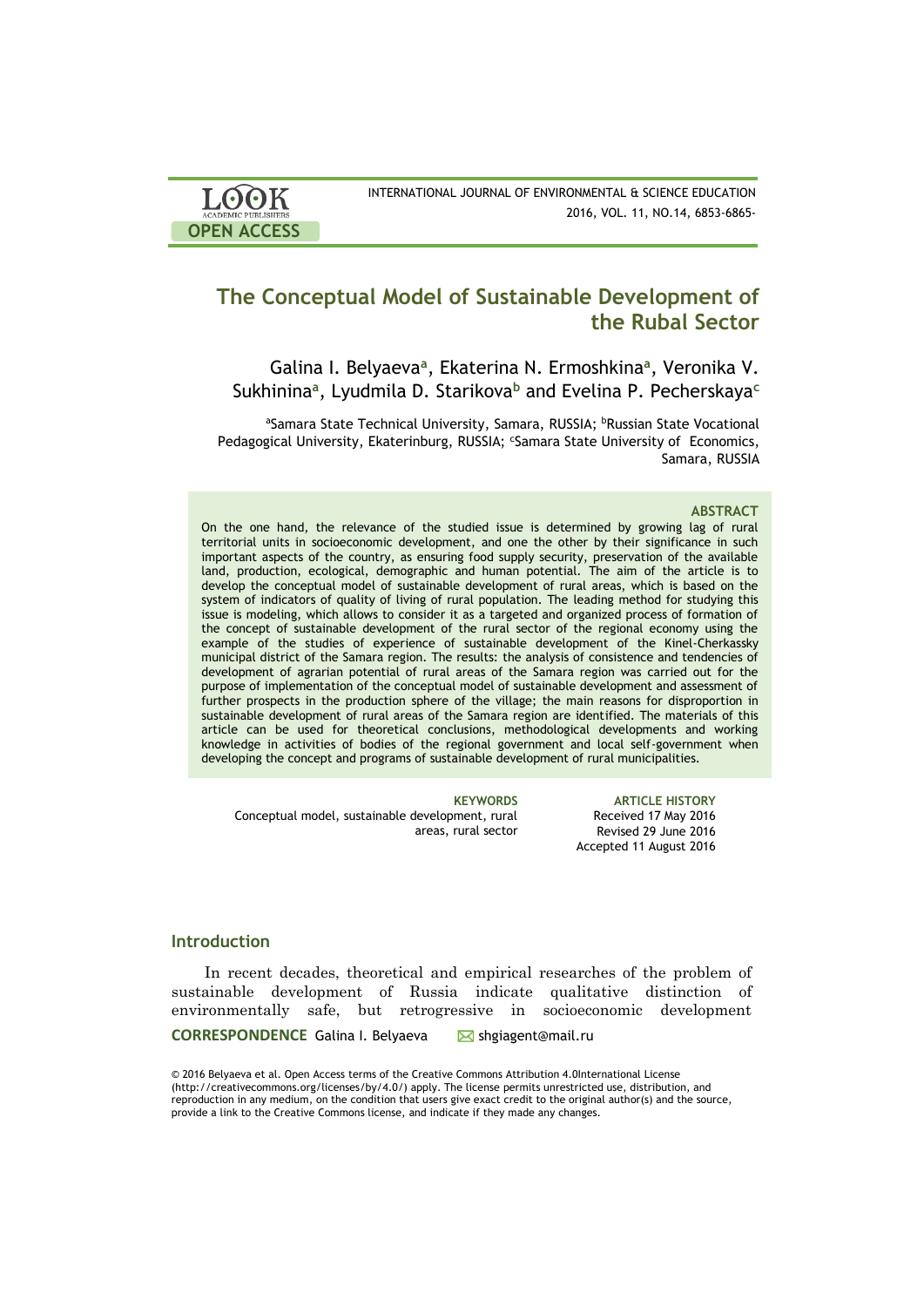# The Conceptual Model of Sustainable Development of the Rubal Sector

Galina I. Belyaeva[a], Ekaterina N. Ermoshkina[a], Veronika V. Sukhinina[a], Lyudmila D. Starikova[b] and Evelina P. Pecherskaya[c]

[a]Samara State Technical University, Samara, RUSSIA; [b]Russian State Vocational Pedagogical University, Ekaterinburg, RUSSIA; [c]Samara State University of Economics, Samara, RUSSIA

### ABSTRACT

On the one hand, the relevance of the studied issue is determined by growing lag of rural territorial units in socioeconomic development, and one the other by their significance in such important aspects of the country, as ensuring food supply security, preservation of the available land, production, ecological, demographic and human potential. The aim of the article is to develop the conceptual model of sustainable development of rural areas, which is based on the system of indicators of quality of living of rural population. The leading method for studying this issue is modeling, which allows to consider it as a targeted and organized process of formation of the concept of sustainable development of the rural sector of the regional economy using the example of the studies of experience of sustainable development of the Kinel-Cherkassky municipal district of the Samara region. The results: the analysis of consistence and tendencies of development of agrarian potential of rural areas of the Samara region was carried out for the purpose of implementation of the conceptual model of sustainable development and assessment of further prospects in the production sphere of the village; the main reasons for disproportion in sustainable development of rural areas of the Samara region are identified. The materials of this article can be used for theoretical conclusions, methodological developments and working knowledge in activities of bodies of the regional government and local self-government when developing the concept and programs of sustainable development of rural municipalities.

**KEYWORDS**
Conceptual model, sustainable development, rural areas, rural sector

**ARTICLE HISTORY**
Received 17 May 2016
Revised 29 June 2016
Accepted 11 August 2016

## Introduction

In recent decades, theoretical and empirical researches of the problem of sustainable development of Russia indicate qualitative distinction of environmentally safe, but retrogressive in socioeconomic development

**CORRESPONDENCE** Galina I. Belyaeva shgiagent@mail.ru

© 2016 Belyaeva et al. Open Access terms of the Creative Commons Attribution 4.0International License (http://creativecommons.org/licenses/by/4.0/) apply. The license permits unrestricted use, distribution, and reproduction in any medium, on the condition that users give exact credit to the original author(s) and the source, provide a link to the Creative Commons license, and indicate if they made any changes.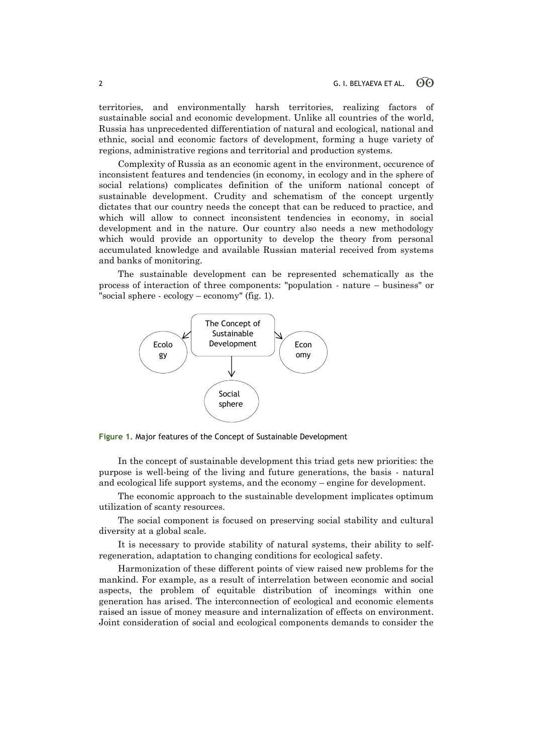territories, and environmentally harsh territories, realizing factors of sustainable social and economic development. Unlike all countries of the world, Russia has unprecedented differentiation of natural and ecological, national and ethnic, social and economic factors of development, forming a huge variety of regions, administrative regions and territorial and production systems.

Complexity of Russia as an economic agent in the environment, occurence of inconsistent features and tendencies (in economy, in ecology and in the sphere of social relations) complicates definition of the uniform national concept of sustainable development. Crudity and schematism of the concept urgently dictates that our country needs the concept that can be reduced to practice, and which will allow to connect inconsistent tendencies in economy, in social development and in the nature. Our country also needs a new methodology which would provide an opportunity to develop the theory from personal accumulated knowledge and available Russian material received from systems and banks of monitoring.

The sustainable development can be represented schematically as the process of interaction of three components: "population - nature – business" or "social sphere - ecology – economy" (fig. 1).

**Figure 1.** Major features of the Concept of Sustainable Development

In the concept of sustainable development this triad gets new priorities: the purpose is well-being of the living and future generations, the basis - natural and ecological life support systems, and the economy – engine for development.

The economic approach to the sustainable development implicates optimum utilization of scanty resources.

The social component is focused on preserving social stability and cultural diversity at a global scale.

It is necessary to provide stability of natural systems, their ability to self-regeneration, adaptation to changing conditions for ecological safety.

Harmonization of these different points of view raised new problems for the mankind. For example, as a result of interrelation between economic and social aspects, the problem of equitable distribution of incomings within one generation has arised. The interconnection of ecological and economic elements raised an issue of money measure and internalization of effects on environment. Joint consideration of social and ecological components demands to consider the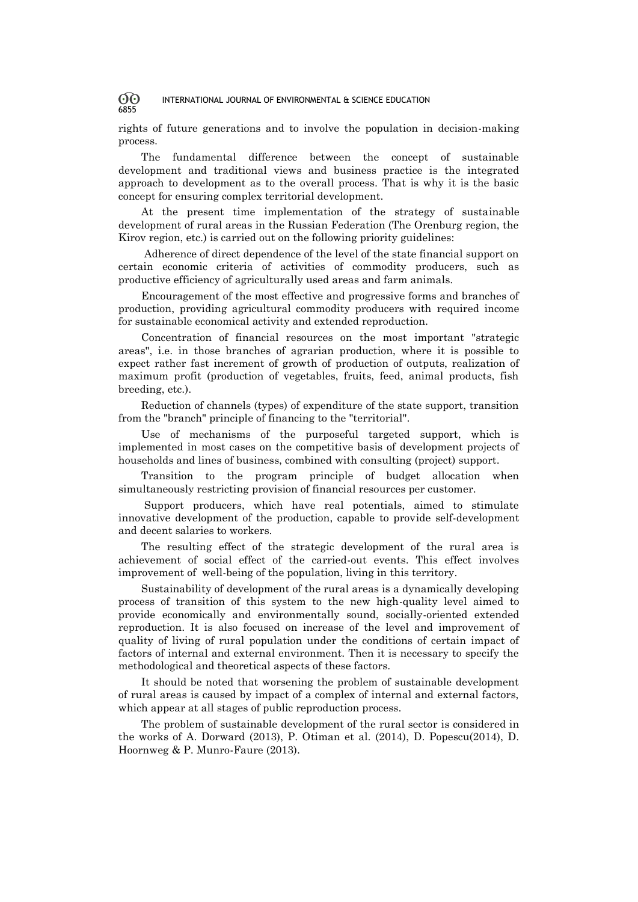rights of future generations and to involve the population in decision-making process.

The fundamental difference between the concept of sustainable development and traditional views and business practice is the integrated approach to development as to the overall process. That is why it is the basic concept for ensuring complex territorial development.

At the present time implementation of the strategy of sustainable development of rural areas in the Russian Federation (The Orenburg region, the Kirov region, etc.) is carried out on the following priority guidelines:

Adherence of direct dependence of the level of the state financial support on certain economic criteria of activities of commodity producers, such as productive efficiency of agriculturally used areas and farm animals.

Encouragement of the most effective and progressive forms and branches of production, providing agricultural commodity producers with required income for sustainable economical activity and extended reproduction.

Concentration of financial resources on the most important "strategic areas", i.e. in those branches of agrarian production, where it is possible to expect rather fast increment of growth of production of outputs, realization of maximum profit (production of vegetables, fruits, feed, animal products, fish breeding, etc.).

Reduction of channels (types) of expenditure of the state support, transition from the "branch" principle of financing to the "territorial".

Use of mechanisms of the purposeful targeted support, which is implemented in most cases on the competitive basis of development projects of households and lines of business, combined with consulting (project) support.

Transition to the program principle of budget allocation when simultaneously restricting provision of financial resources per customer.

Support producers, which have real potentials, aimed to stimulate innovative development of the production, capable to provide self-development and decent salaries to workers.

The resulting effect of the strategic development of the rural area is achievement of social effect of the carried-out events. This effect involves improvement of well-being of the population, living in this territory.

Sustainability of development of the rural areas is a dynamically developing process of transition of this system to the new high-quality level aimed to provide economically and environmentally sound, socially-oriented extended reproduction. It is also focused on increase of the level and improvement of quality of living of rural population under the conditions of certain impact of factors of internal and external environment. Then it is necessary to specify the methodological and theoretical aspects of these factors.

It should be noted that worsening the problem of sustainable development of rural areas is caused by impact of a complex of internal and external factors, which appear at all stages of public reproduction process.

The problem of sustainable development of the rural sector is considered in the works of A. Dorward (2013), P. Otiman et al. (2014), D. Popescu(2014), D. Hoornweg & P. Munro-Faure (2013).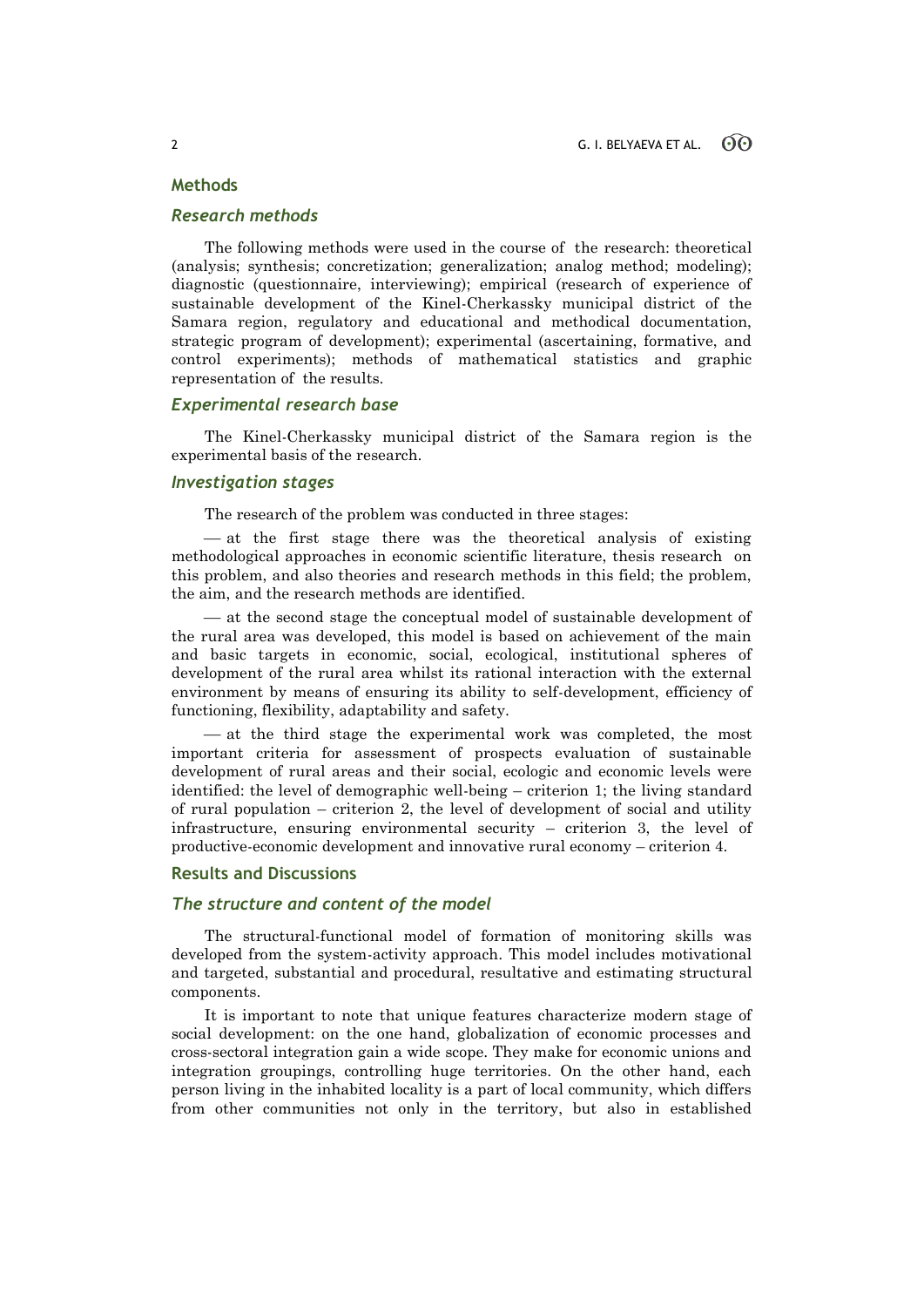## Methods

### *Research methods*

The following methods were used in the course of the research: theoretical (analysis; synthesis; concretization; generalization; analog method; modeling); diagnostic (questionnaire, interviewing); empirical (research of experience of sustainable development of the Kinel-Cherkassky municipal district of the Samara region, regulatory and educational and methodical documentation, strategic program of development); experimental (ascertaining, formative, and control experiments); methods of mathematical statistics and graphic representation of the results.

### *Experimental research base*

The Kinel-Cherkassky municipal district of the Samara region is the experimental basis of the research.

### *Investigation stages*

The research of the problem was conducted in three stages:

— at the first stage there was the theoretical analysis of existing methodological approaches in economic scientific literature, thesis research on this problem, and also theories and research methods in this field; the problem, the aim, and the research methods are identified.

— at the second stage the conceptual model of sustainable development of the rural area was developed, this model is based on achievement of the main and basic targets in economic, social, ecological, institutional spheres of development of the rural area whilst its rational interaction with the external environment by means of ensuring its ability to self-development, efficiency of functioning, flexibility, adaptability and safety.

— at the third stage the experimental work was completed, the most important criteria for assessment of prospects evaluation of sustainable development of rural areas and their social, ecologic and economic levels were identified: the level of demographic well-being – criterion 1; the living standard of rural population – criterion 2, the level of development of social and utility infrastructure, ensuring environmental security – criterion 3, the level of productive-economic development and innovative rural economy – criterion 4.

## Results and Discussions

### *The structure and content of the model*

The structural-functional model of formation of monitoring skills was developed from the system-activity approach. This model includes motivational and targeted, substantial and procedural, resultative and estimating structural components.

It is important to note that unique features characterize modern stage of social development: on the one hand, globalization of economic processes and cross-sectoral integration gain a wide scope. They make for economic unions and integration groupings, controlling huge territories. On the other hand, each person living in the inhabited locality is a part of local community, which differs from other communities not only in the territory, but also in established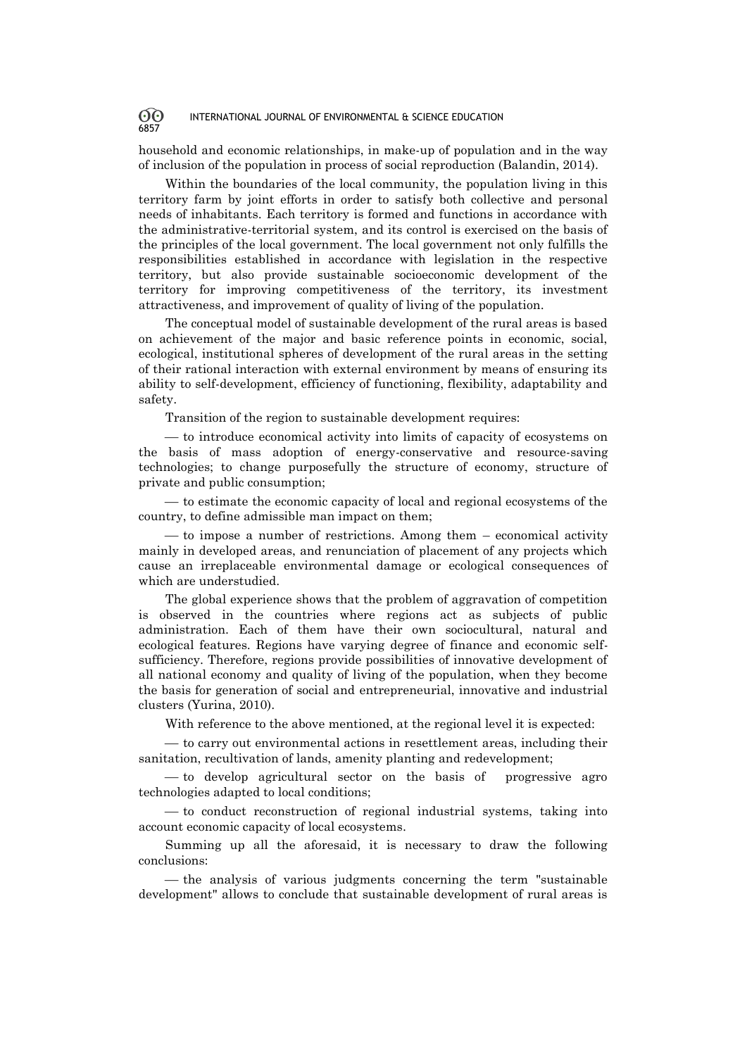household and economic relationships, in make-up of population and in the way of inclusion of the population in process of social reproduction (Balandin, 2014).

Within the boundaries of the local community, the population living in this territory farm by joint efforts in order to satisfy both collective and personal needs of inhabitants. Each territory is formed and functions in accordance with the administrative-territorial system, and its control is exercised on the basis of the principles of the local government. The local government not only fulfills the responsibilities established in accordance with legislation in the respective territory, but also provide sustainable socioeconomic development of the territory for improving competitiveness of the territory, its investment attractiveness, and improvement of quality of living of the population.

The conceptual model of sustainable development of the rural areas is based on achievement of the major and basic reference points in economic, social, ecological, institutional spheres of development of the rural areas in the setting of their rational interaction with external environment by means of ensuring its ability to self-development, efficiency of functioning, flexibility, adaptability and safety.

Transition of the region to sustainable development requires:

— to introduce economical activity into limits of capacity of ecosystems on the basis of mass adoption of energy-conservative and resource-saving technologies; to change purposefully the structure of economy, structure of private and public consumption;

— to estimate the economic capacity of local and regional ecosystems of the country, to define admissible man impact on them;

— to impose a number of restrictions. Among them – economical activity mainly in developed areas, and renunciation of placement of any projects which cause an irreplaceable environmental damage or ecological consequences of which are understudied.

The global experience shows that the problem of aggravation of competition is observed in the countries where regions act as subjects of public administration. Each of them have their own sociocultural, natural and ecological features. Regions have varying degree of finance and economic self-sufficiency. Therefore, regions provide possibilities of innovative development of all national economy and quality of living of the population, when they become the basis for generation of social and entrepreneurial, innovative and industrial clusters (Yurina, 2010).

With reference to the above mentioned, at the regional level it is expected:

— to carry out environmental actions in resettlement areas, including their sanitation, recultivation of lands, amenity planting and redevelopment;

— to develop agricultural sector on the basis of progressive agro technologies adapted to local conditions;

— to conduct reconstruction of regional industrial systems, taking into account economic capacity of local ecosystems.

Summing up all the aforesaid, it is necessary to draw the following conclusions:

— the analysis of various judgments concerning the term "sustainable development" allows to conclude that sustainable development of rural areas is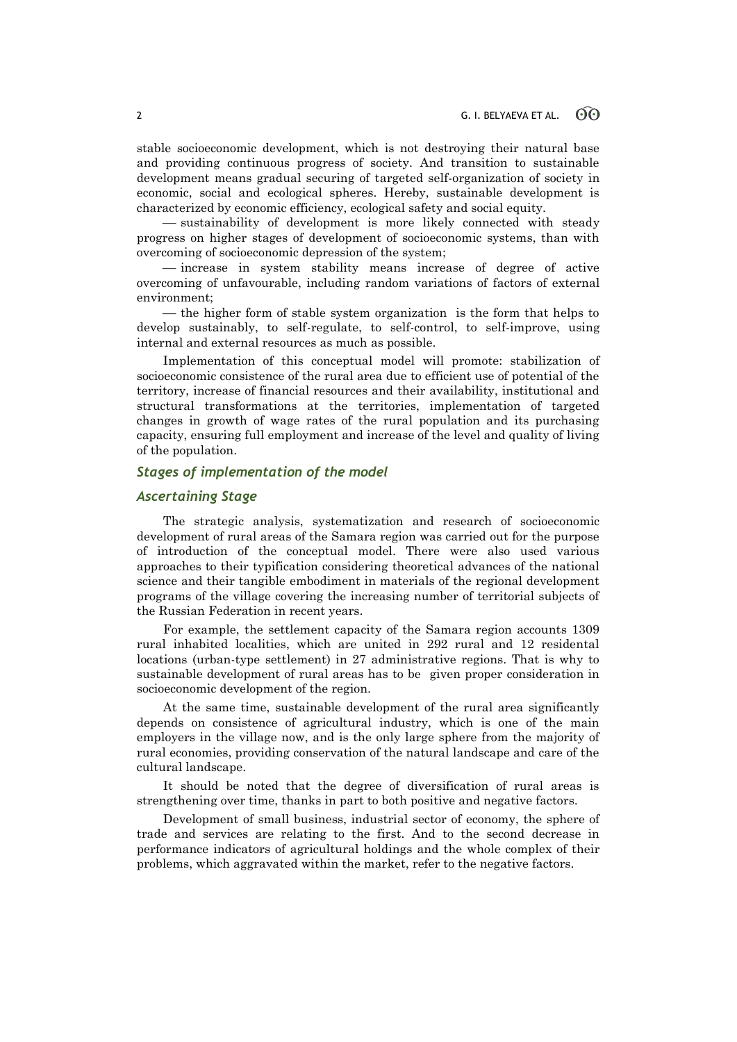stable socioeconomic development, which is not destroying their natural base and providing continuous progress of society. And transition to sustainable development means gradual securing of targeted self-organization of society in economic, social and ecological spheres. Hereby, sustainable development is characterized by economic efficiency, ecological safety and social equity.

— sustainability of development is more likely connected with steady progress on higher stages of development of socioeconomic systems, than with overcoming of socioeconomic depression of the system;

— increase in system stability means increase of degree of active overcoming of unfavourable, including random variations of factors of external environment;

— the higher form of stable system organization is the form that helps to develop sustainably, to self-regulate, to self-control, to self-improve, using internal and external resources as much as possible.

Implementation of this conceptual model will promote: stabilization of socioeconomic consistence of the rural area due to efficient use of potential of the territory, increase of financial resources and their availability, institutional and structural transformations at the territories, implementation of targeted changes in growth of wage rates of the rural population and its purchasing capacity, ensuring full employment and increase of the level and quality of living of the population.

## *Stages of implementation of the model*

### *Ascertaining Stage*

The strategic analysis, systematization and research of socioeconomic development of rural areas of the Samara region was carried out for the purpose of introduction of the conceptual model. There were also used various approaches to their typification considering theoretical advances of the national science and their tangible embodiment in materials of the regional development programs of the village covering the increasing number of territorial subjects of the Russian Federation in recent years.

For example, the settlement capacity of the Samara region accounts 1309 rural inhabited localities, which are united in 292 rural and 12 residental locations (urban-type settlement) in 27 administrative regions. That is why to sustainable development of rural areas has to be given proper consideration in socioeconomic development of the region.

At the same time, sustainable development of the rural area significantly depends on consistence of agricultural industry, which is one of the main employers in the village now, and is the only large sphere from the majority of rural economies, providing conservation of the natural landscape and care of the cultural landscape.

It should be noted that the degree of diversification of rural areas is strengthening over time, thanks in part to both positive and negative factors.

Development of small business, industrial sector of economy, the sphere of trade and services are relating to the first. And to the second decrease in performance indicators of agricultural holdings and the whole complex of their problems, which aggravated within the market, refer to the negative factors.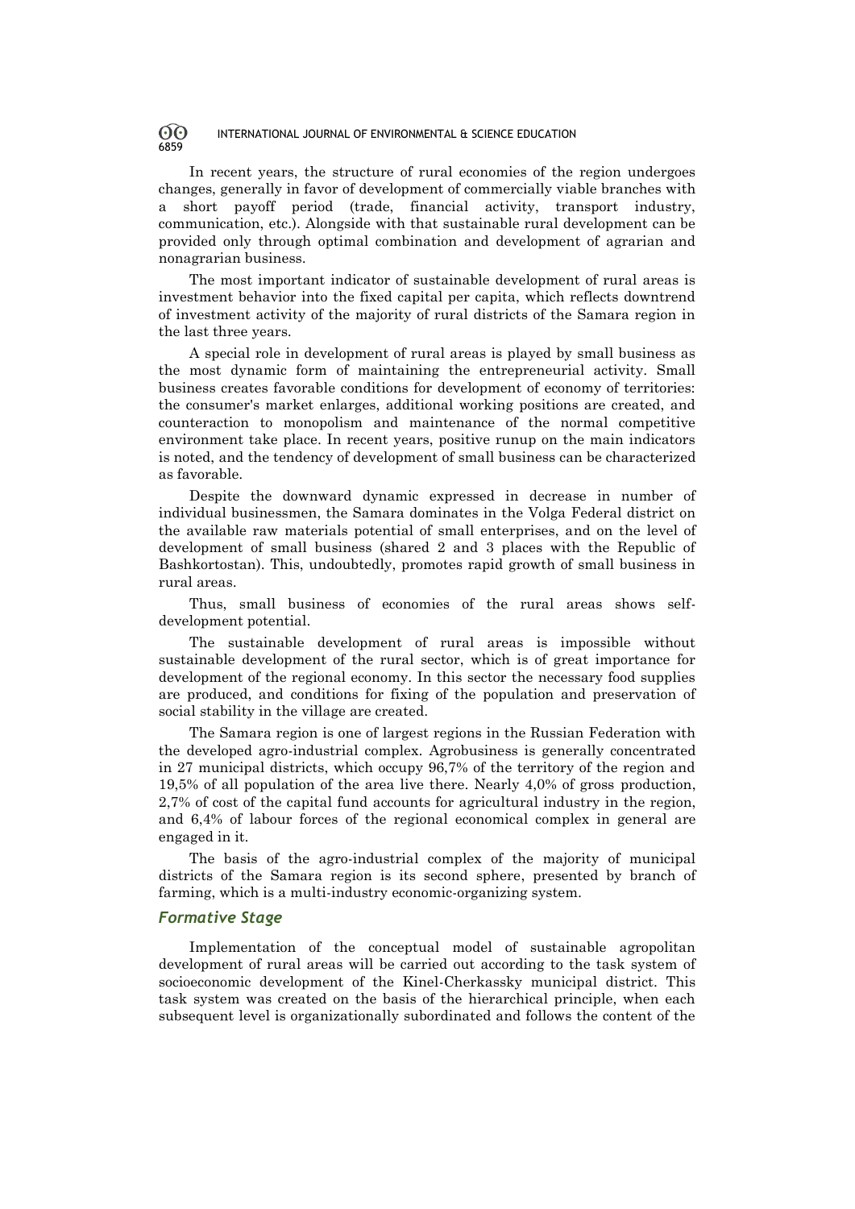In recent years, the structure of rural economies of the region undergoes changes, generally in favor of development of commercially viable branches with a short payoff period (trade, financial activity, transport industry, communication, etc.). Alongside with that sustainable rural development can be provided only through optimal combination and development of agrarian and nonagrarian business.

The most important indicator of sustainable development of rural areas is investment behavior into the fixed capital per capita, which reflects downtrend of investment activity of the majority of rural districts of the Samara region in the last three years.

A special role in development of rural areas is played by small business as the most dynamic form of maintaining the entrepreneurial activity. Small business creates favorable conditions for development of economy of territories: the consumer's market enlarges, additional working positions are created, and counteraction to monopolism and maintenance of the normal competitive environment take place. In recent years, positive runup on the main indicators is noted, and the tendency of development of small business can be characterized as favorable.

Despite the downward dynamic expressed in decrease in number of individual businessmen, the Samara dominates in the Volga Federal district on the available raw materials potential of small enterprises, and on the level of development of small business (shared 2 and 3 places with the Republic of Bashkortostan). This, undoubtedly, promotes rapid growth of small business in rural areas.

Thus, small business of economies of the rural areas shows self-development potential.

The sustainable development of rural areas is impossible without sustainable development of the rural sector, which is of great importance for development of the regional economy. In this sector the necessary food supplies are produced, and conditions for fixing of the population and preservation of social stability in the village are created.

The Samara region is one of largest regions in the Russian Federation with the developed agro-industrial complex. Agrobusiness is generally concentrated in 27 municipal districts, which occupy 96,7% of the territory of the region and 19,5% of all population of the area live there. Nearly 4,0% of gross production, 2,7% of cost of the capital fund accounts for agricultural industry in the region, and 6,4% of labour forces of the regional economical complex in general are engaged in it.

The basis of the agro-industrial complex of the majority of municipal districts of the Samara region is its second sphere, presented by branch of farming, which is a multi-industry economic-organizing system.

### *Formative Stage*

Implementation of the conceptual model of sustainable agropolitan development of rural areas will be carried out according to the task system of socioeconomic development of the Kinel-Cherkassky municipal district. This task system was created on the basis of the hierarchical principle, when each subsequent level is organizationally subordinated and follows the content of the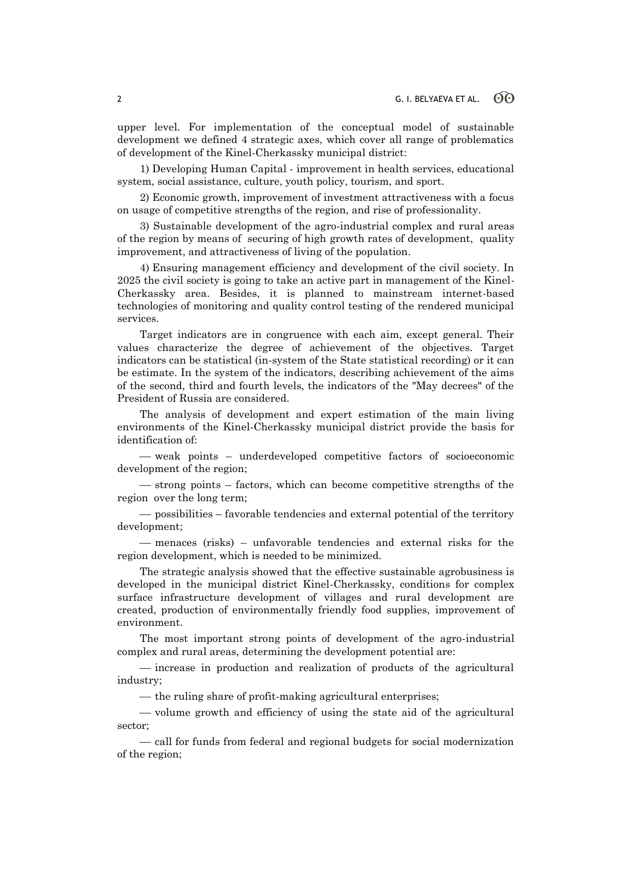upper level. For implementation of the conceptual model of sustainable development we defined 4 strategic axes, which cover all range of problematics of development of the Kinel-Cherkassky municipal district:

1) Developing Human Capital - improvement in health services, educational system, social assistance, culture, youth policy, tourism, and sport.

2) Economic growth, improvement of investment attractiveness with a focus on usage of competitive strengths of the region, and rise of professionality.

3) Sustainable development of the agro-industrial complex and rural areas of the region by means of securing of high growth rates of development, quality improvement, and attractiveness of living of the population.

4) Ensuring management efficiency and development of the civil society. In 2025 the civil society is going to take an active part in management of the Kinel-Cherkassky area. Besides, it is planned to mainstream internet-based technologies of monitoring and quality control testing of the rendered municipal services.

Target indicators are in congruence with each aim, except general. Their values characterize the degree of achievement of the objectives. Target indicators can be statistical (in-system of the State statistical recording) or it can be estimate. In the system of the indicators, describing achievement of the aims of the second, third and fourth levels, the indicators of the "May decrees" of the President of Russia are considered.

The analysis of development and expert estimation of the main living environments of the Kinel-Cherkassky municipal district provide the basis for identification of:

— weak points – underdeveloped competitive factors of socioeconomic development of the region;

— strong points – factors, which can become competitive strengths of the region over the long term;

— possibilities – favorable tendencies and external potential of the territory development;

— menaces (risks) – unfavorable tendencies and external risks for the region development, which is needed to be minimized.

The strategic analysis showed that the effective sustainable agrobusiness is developed in the municipal district Kinel-Cherkassky, conditions for complex surface infrastructure development of villages and rural development are created, production of environmentally friendly food supplies, improvement of environment.

The most important strong points of development of the agro-industrial complex and rural areas, determining the development potential are:

— increase in production and realization of products of the agricultural industry;

— the ruling share of profit-making agricultural enterprises;

— volume growth and efficiency of using the state aid of the agricultural sector;

— call for funds from federal and regional budgets for social modernization of the region;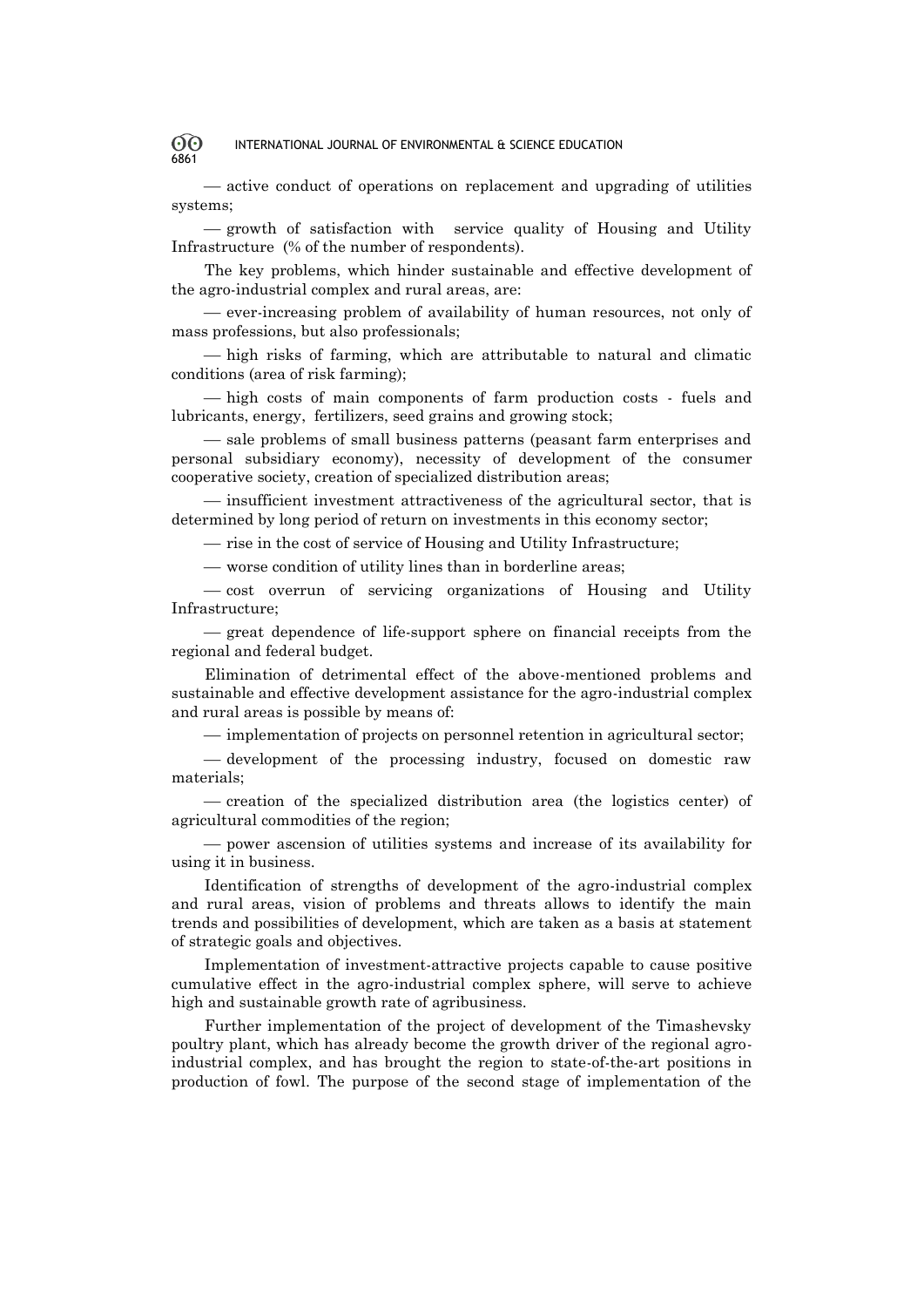— active conduct of operations on replacement and upgrading of utilities systems;

— growth of satisfaction with service quality of Housing and Utility Infrastructure (% of the number of respondents).

The key problems, which hinder sustainable and effective development of the agro-industrial complex and rural areas, are:

— ever-increasing problem of availability of human resources, not only of mass professions, but also professionals;

— high risks of farming, which are attributable to natural and climatic conditions (area of risk farming);

— high costs of main components of farm production costs - fuels and lubricants, energy, fertilizers, seed grains and growing stock;

— sale problems of small business patterns (peasant farm enterprises and personal subsidiary economy), necessity of development of the consumer cooperative society, creation of specialized distribution areas;

— insufficient investment attractiveness of the agricultural sector, that is determined by long period of return on investments in this economy sector;

— rise in the cost of service of Housing and Utility Infrastructure;

— worse condition of utility lines than in borderline areas;

— cost overrun of servicing organizations of Housing and Utility Infrastructure;

— great dependence of life-support sphere on financial receipts from the regional and federal budget.

Elimination of detrimental effect of the above-mentioned problems and sustainable and effective development assistance for the agro-industrial complex and rural areas is possible by means of:

— implementation of projects on personnel retention in agricultural sector;

— development of the processing industry, focused on domestic raw materials;

— creation of the specialized distribution area (the logistics center) of agricultural commodities of the region;

— power ascension of utilities systems and increase of its availability for using it in business.

Identification of strengths of development of the agro-industrial complex and rural areas, vision of problems and threats allows to identify the main trends and possibilities of development, which are taken as a basis at statement of strategic goals and objectives.

Implementation of investment-attractive projects capable to cause positive cumulative effect in the agro-industrial complex sphere, will serve to achieve high and sustainable growth rate of agribusiness.

Further implementation of the project of development of the Timashevsky poultry plant, which has already become the growth driver of the regional agro-industrial complex, and has brought the region to state-of-the-art positions in production of fowl. The purpose of the second stage of implementation of the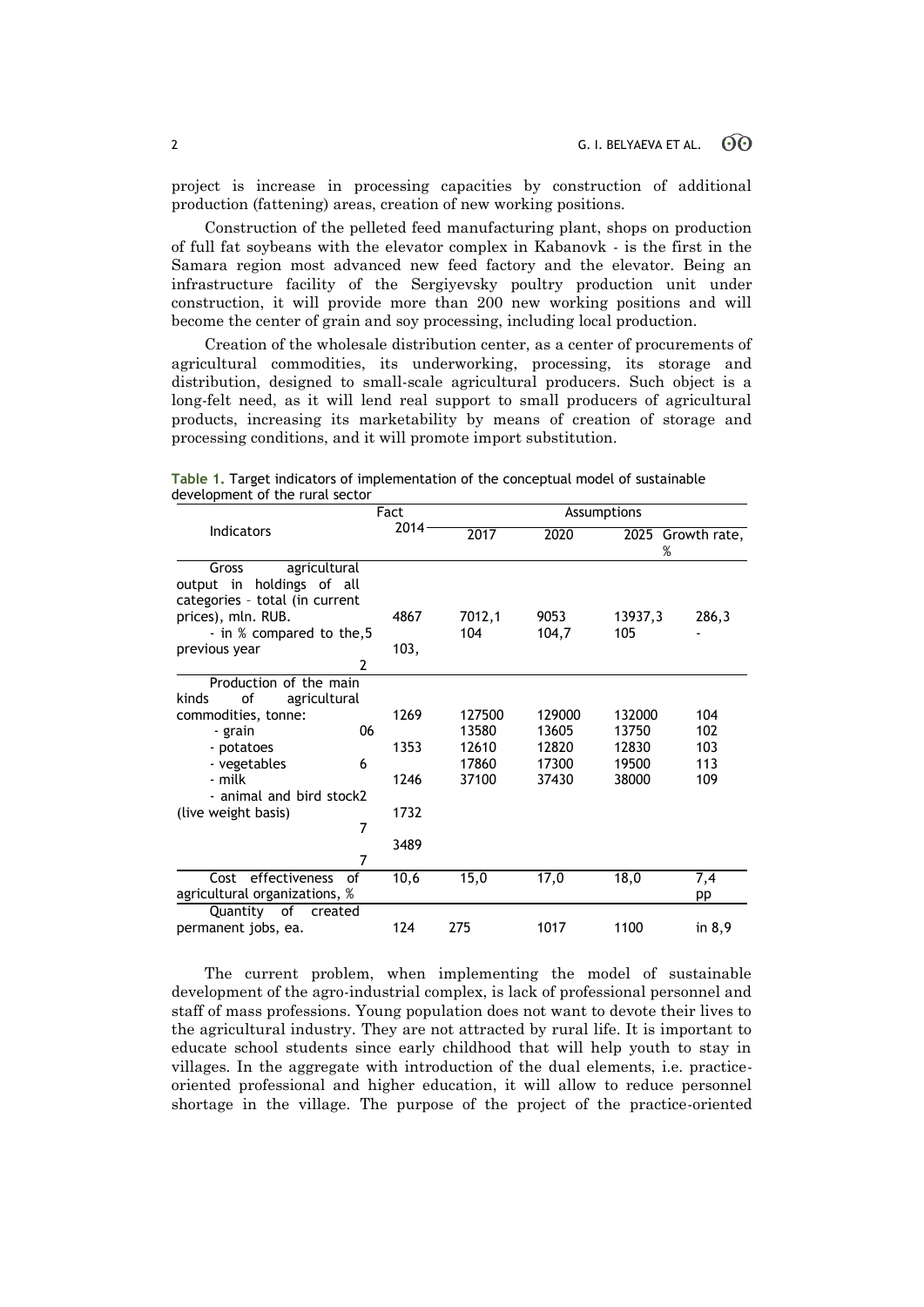project is increase in processing capacities by construction of additional production (fattening) areas, creation of new working positions.

Construction of the pelleted feed manufacturing plant, shops on production of full fat soybeans with the elevator complex in Kabanovk - is the first in the Samara region most advanced new feed factory and the elevator. Being an infrastructure facility of the Sergiyevsky poultry production unit under construction, it will provide more than 200 new working positions and will become the center of grain and soy processing, including local production.

Creation of the wholesale distribution center, as a center of procurements of agricultural commodities, its underworking, processing, its storage and distribution, designed to small-scale agricultural producers. Such object is a long-felt need, as it will lend real support to small producers of agricultural products, increasing its marketability by means of creation of storage and processing conditions, and it will promote import substitution.

**Table 1.** Target indicators of implementation of the conceptual model of sustainable development of the rural sector

| Indicators | Fact | Assumptions | | | |
|---|---|---|---|---|---|
| | 2014 | 2017 | 2020 | 2025 | Growth rate, % |
| Gross agricultural output in holdings of all categories – total (in current prices), mln. RUB. | 4867,5 | 7012,1 | 9053 | 13937,3 | 286,3 |
| - in % compared to the previous year | 103,2 | 104 | 104,7 | 105 | - |
| Production of the main kinds of agricultural commodities, tonne: | | | | | |
| - grain | 126906 | 127500 | 129000 | 132000 | 104 |
| - potatoes | 13536 | 13580 | 13605 | 13750 | 102 |
| - vegetables | 12462 | 12610 | 12820 | 12830 | 103 |
| - milk | 17327 | 17860 | 17300 | 19500 | 113 |
| - animal and bird stock (live weight basis) | 34897 | 37100 | 37430 | 38000 | 109 |
| Cost effectiveness of agricultural organizations, % | 10,6 | 15,0 | 17,0 | 18,0 | 7,4 pp |
| Quantity of created permanent jobs, ea. | 124 | 275 | 1017 | 1100 | in 8,9 |

The current problem, when implementing the model of sustainable development of the agro-industrial complex, is lack of professional personnel and staff of mass professions. Young population does not want to devote their lives to the agricultural industry. They are not attracted by rural life. It is important to educate school students since early childhood that will help youth to stay in villages. In the aggregate with introduction of the dual elements, i.e. practice-oriented professional and higher education, it will allow to reduce personnel shortage in the village. The purpose of the project of the practice-oriented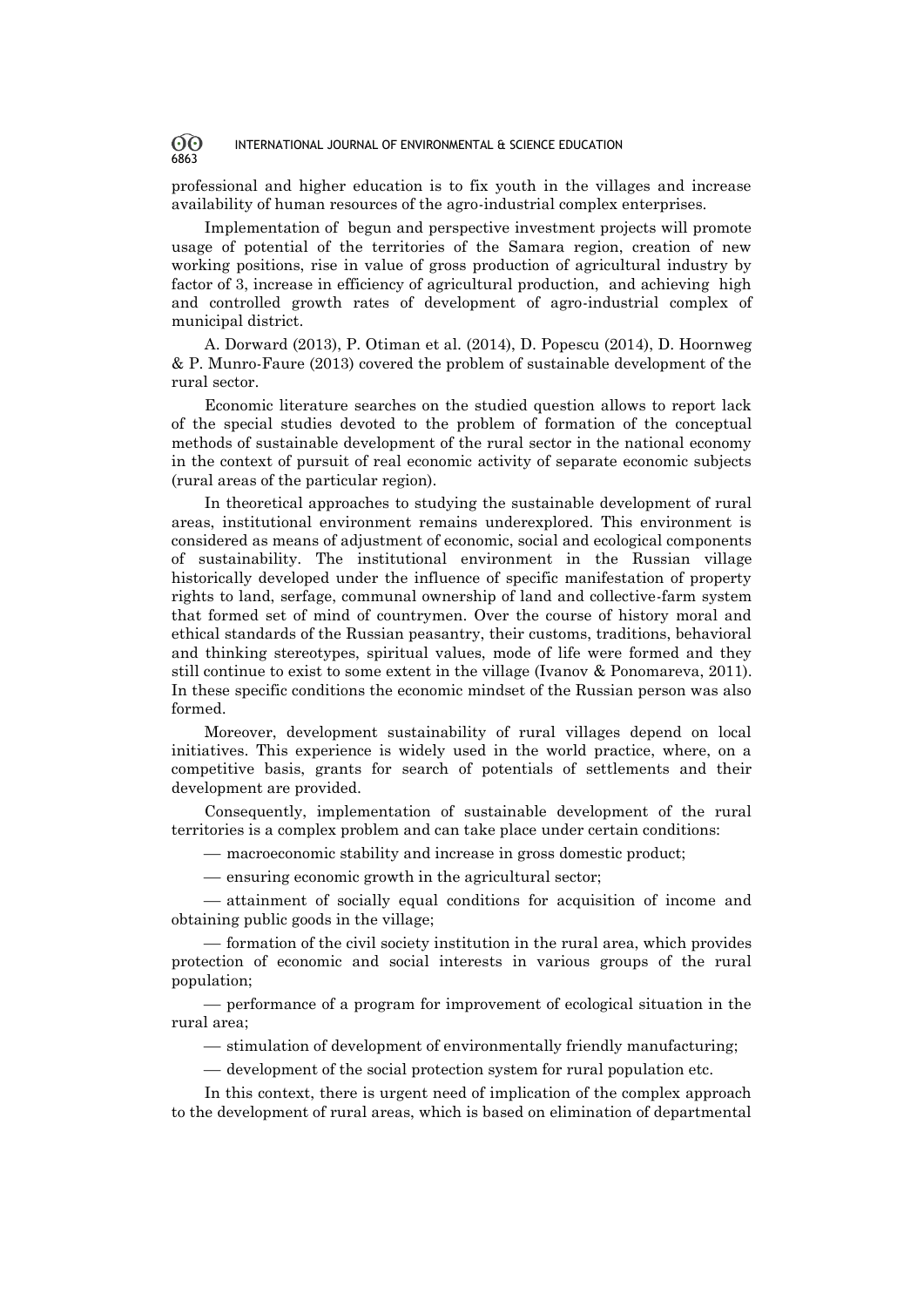professional and higher education is to fix youth in the villages and increase availability of human resources of the agro-industrial complex enterprises.

Implementation of begun and perspective investment projects will promote usage of potential of the territories of the Samara region, creation of new working positions, rise in value of gross production of agricultural industry by factor of 3, increase in efficiency of agricultural production, and achieving high and controlled growth rates of development of agro-industrial complex of municipal district.

A. Dorward (2013), P. Otiman et al. (2014), D. Popescu (2014), D. Hoornweg & P. Munro-Faure (2013) covered the problem of sustainable development of the rural sector.

Economic literature searches on the studied question allows to report lack of the special studies devoted to the problem of formation of the conceptual methods of sustainable development of the rural sector in the national economy in the context of pursuit of real economic activity of separate economic subjects (rural areas of the particular region).

In theoretical approaches to studying the sustainable development of rural areas, institutional environment remains underexplored. This environment is considered as means of adjustment of economic, social and ecological components of sustainability. The institutional environment in the Russian village historically developed under the influence of specific manifestation of property rights to land, serfage, communal ownership of land and collective-farm system that formed set of mind of countrymen. Over the course of history moral and ethical standards of the Russian peasantry, their customs, traditions, behavioral and thinking stereotypes, spiritual values, mode of life were formed and they still continue to exist to some extent in the village (Ivanov & Ponomareva, 2011). In these specific conditions the economic mindset of the Russian person was also formed.

Moreover, development sustainability of rural villages depend on local initiatives. This experience is widely used in the world practice, where, on a competitive basis, grants for search of potentials of settlements and their development are provided.

Consequently, implementation of sustainable development of the rural territories is a complex problem and can take place under certain conditions:

— macroeconomic stability and increase in gross domestic product;

— ensuring economic growth in the agricultural sector;

— attainment of socially equal conditions for acquisition of income and obtaining public goods in the village;

— formation of the civil society institution in the rural area, which provides protection of economic and social interests in various groups of the rural population;

— performance of a program for improvement of ecological situation in the rural area;

— stimulation of development of environmentally friendly manufacturing;

— development of the social protection system for rural population etc.

In this context, there is urgent need of implication of the complex approach to the development of rural areas, which is based on elimination of departmental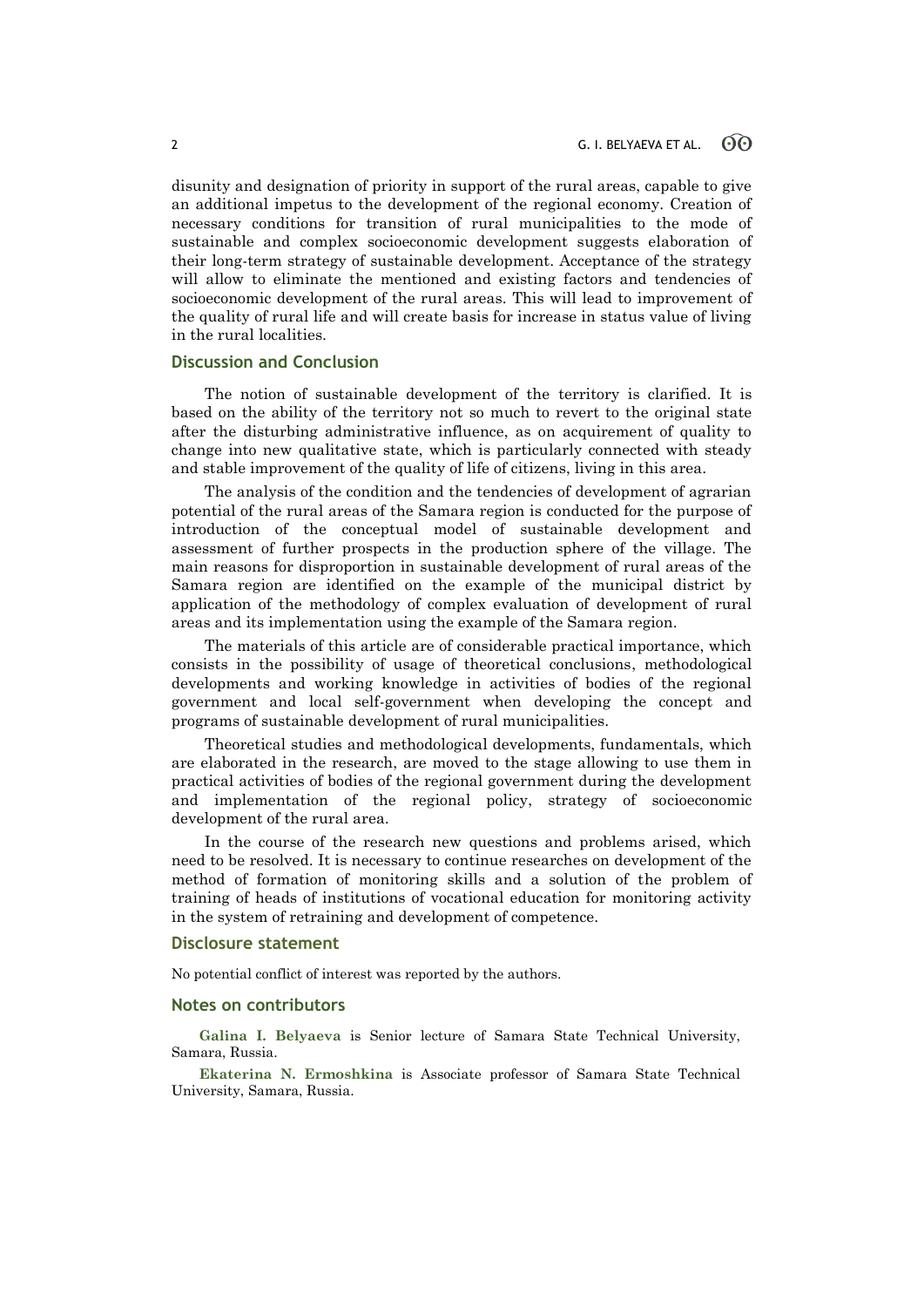disunity and designation of priority in support of the rural areas, capable to give an additional impetus to the development of the regional economy. Creation of necessary conditions for transition of rural municipalities to the mode of sustainable and complex socioeconomic development suggests elaboration of their long-term strategy of sustainable development. Acceptance of the strategy will allow to eliminate the mentioned and existing factors and tendencies of socioeconomic development of the rural areas. This will lead to improvement of the quality of rural life and will create basis for increase in status value of living in the rural localities.

## Discussion and Conclusion

The notion of sustainable development of the territory is clarified. It is based on the ability of the territory not so much to revert to the original state after the disturbing administrative influence, as on acquirement of quality to change into new qualitative state, which is particularly connected with steady and stable improvement of the quality of life of citizens, living in this area.

The analysis of the condition and the tendencies of development of agrarian potential of the rural areas of the Samara region is conducted for the purpose of introduction of the conceptual model of sustainable development and assessment of further prospects in the production sphere of the village. The main reasons for disproportion in sustainable development of rural areas of the Samara region are identified on the example of the municipal district by application of the methodology of complex evaluation of development of rural areas and its implementation using the example of the Samara region.

The materials of this article are of considerable practical importance, which consists in the possibility of usage of theoretical conclusions, methodological developments and working knowledge in activities of bodies of the regional government and local self-government when developing the concept and programs of sustainable development of rural municipalities.

Theoretical studies and methodological developments, fundamentals, which are elaborated in the research, are moved to the stage allowing to use them in practical activities of bodies of the regional government during the development and implementation of the regional policy, strategy of socioeconomic development of the rural area.

In the course of the research new questions and problems arised, which need to be resolved. It is necessary to continue researches on development of the method of formation of monitoring skills and a solution of the problem of training of heads of institutions of vocational education for monitoring activity in the system of retraining and development of competence.

## Disclosure statement

No potential conflict of interest was reported by the authors.

## Notes on contributors

**Galina I. Belyaeva** is Senior lecture of Samara State Technical University, Samara, Russia.

**Ekaterina N. Ermoshkina** is Associate professor of Samara State Technical University, Samara, Russia.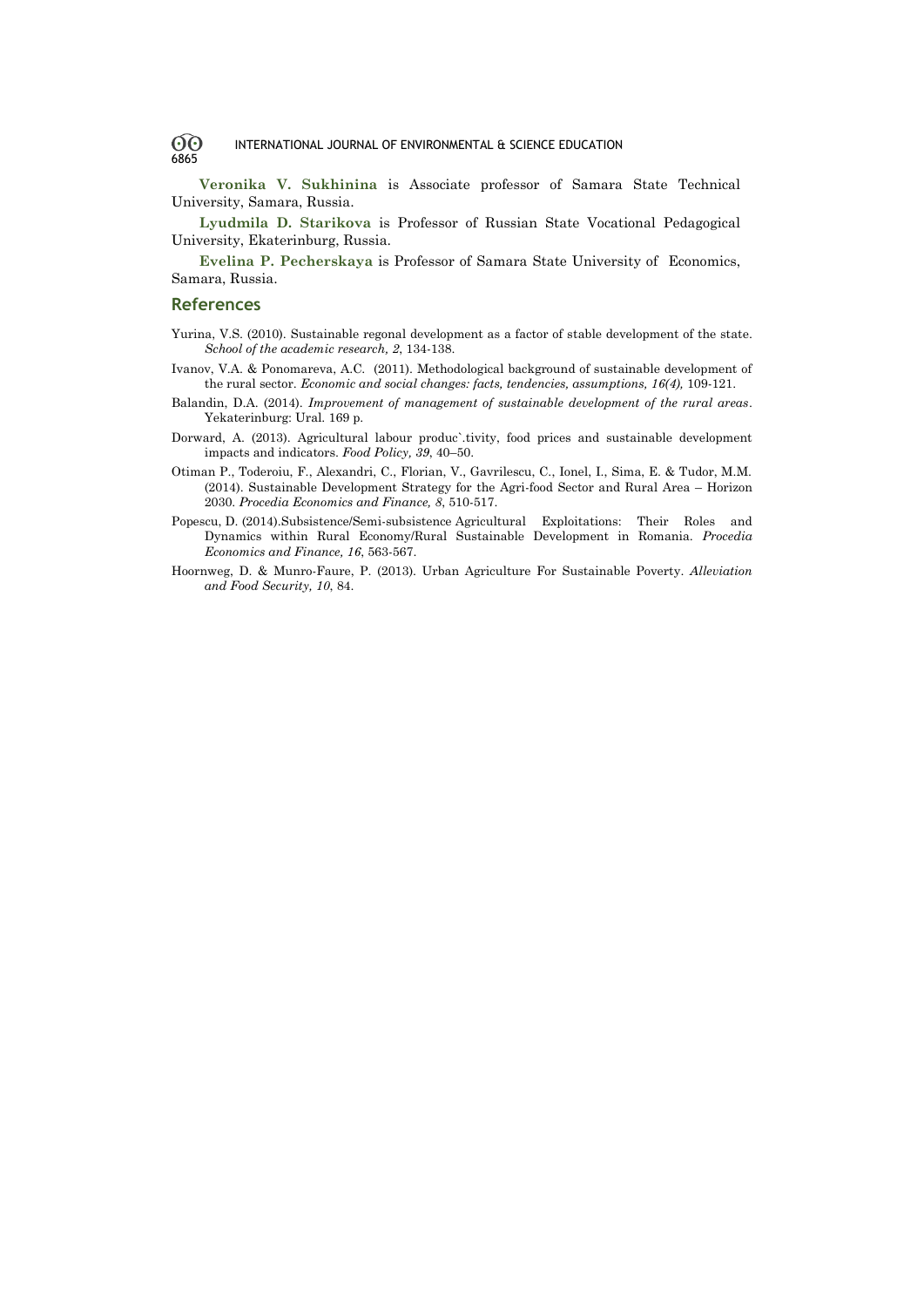**Veronika V. Sukhinina** is Associate professor of Samara State Technical University, Samara, Russia.

**Lyudmila D. Starikova** is Professor of Russian State Vocational Pedagogical University, Ekaterinburg, Russia.

**Evelina P. Pecherskaya** is Professor of Samara State University of Economics, Samara, Russia.

## References

Yurina, V.S. (2010). Sustainable regonal development as a factor of stable development of the state. *School of the academic research, 2*, 134-138.

Ivanov, V.A. & Ponomareva, A.C. (2011). Methodological background of sustainable development of the rural sector. *Economic and social changes: facts, tendencies, assumptions, 16(4),* 109-121.

Balandin, D.A. (2014). *Improvement of management of sustainable development of the rural areas*. Yekaterinburg: Ural. 169 p.

Dorward, A. (2013). Agricultural labour produc`.tivity, food prices and sustainable development impacts and indicators. *Food Policy, 39*, 40–50.

Otiman P., Toderoiu, F., Alexandri, C., Florian, V., Gavrilescu, C., Ionel, I., Sima, E. & Tudor, M.M. (2014). Sustainable Development Strategy for the Agri-food Sector and Rural Area – Horizon 2030. *Procedia Economics and Finance, 8*, 510-517.

Popescu, D. (2014).Subsistence/Semi-subsistence Agricultural Exploitations: Their Roles and Dynamics within Rural Economy/Rural Sustainable Development in Romania. *Procedia Economics and Finance, 16*, 563-567.

Hoornweg, D. & Munro-Faure, P. (2013). Urban Agriculture For Sustainable Poverty. *Alleviation and Food Security, 10*, 84.